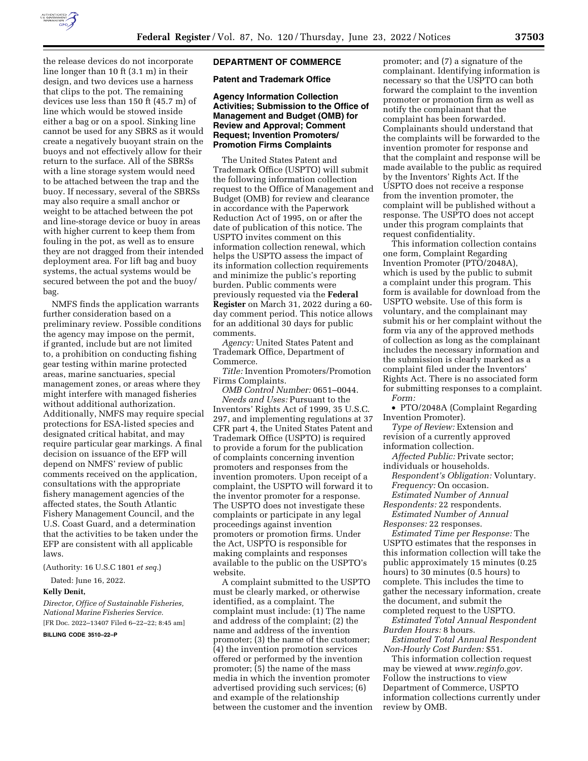the release devices do not incorporate line longer than 10 ft (3.1 m) in their design, and two devices use a harness that clips to the pot. The remaining devices use less than 150 ft (45.7 m) of line which would be stowed inside either a bag or on a spool. Sinking line cannot be used for any SBRS as it would create a negatively buoyant strain on the buoys and not effectively allow for their return to the surface. All of the SBRSs with a line storage system would need to be attached between the trap and the buoy. If necessary, several of the SBRSs may also require a small anchor or weight to be attached between the pot and line-storage device or buoy in areas with higher current to keep them from fouling in the pot, as well as to ensure they are not dragged from their intended deployment area. For lift bag and buoy systems, the actual systems would be secured between the pot and the buoy/bag.

NMFS finds the application warrants further consideration based on a preliminary review. Possible conditions the agency may impose on the permit, if granted, include but are not limited to, a prohibition on conducting fishing gear testing within marine protected areas, marine sanctuaries, special management zones, or areas where they might interfere with managed fisheries without additional authorization. Additionally, NMFS may require special protections for ESA-listed species and designated critical habitat, and may require particular gear markings. A final decision on issuance of the EFP will depend on NMFS' review of public comments received on the application, consultations with the appropriate fishery management agencies of the affected states, the South Atlantic Fishery Management Council, and the U.S. Coast Guard, and a determination that the activities to be taken under the EFP are consistent with all applicable laws.

(Authority: 16 U.S.C 1801 *et seq.*)

Dated: June 16, 2022.

**Kelly Denit,**

*Director, Office of Sustainable Fisheries, National Marine Fisheries Service.*

[FR Doc. 2022–13407 Filed 6–22–22; 8:45 am]

**BILLING CODE 3510–22–P**

## DEPARTMENT OF COMMERCE

### Patent and Trademark Office

### Agency Information Collection Activities; Submission to the Office of Management and Budget (OMB) for Review and Approval; Comment Request; Invention Promoters/Promotion Firms Complaints

The United States Patent and Trademark Office (USPTO) will submit the following information collection request to the Office of Management and Budget (OMB) for review and clearance in accordance with the Paperwork Reduction Act of 1995, on or after the date of publication of this notice. The USPTO invites comment on this information collection renewal, which helps the USPTO assess the impact of its information collection requirements and minimize the public's reporting burden. Public comments were previously requested via the **Federal Register** on March 31, 2022 during a 60-day comment period. This notice allows for an additional 30 days for public comments.

*Agency:* United States Patent and Trademark Office, Department of Commerce.

*Title:* Invention Promoters/Promotion Firms Complaints.

*OMB Control Number:* 0651–0044.

*Needs and Uses:* Pursuant to the Inventors' Rights Act of 1999, 35 U.S.C. 297, and implementing regulations at 37 CFR part 4, the United States Patent and Trademark Office (USPTO) is required to provide a forum for the publication of complaints concerning invention promoters and responses from the invention promoters. Upon receipt of a complaint, the USPTO will forward it to the inventor promoter for a response. The USPTO does not investigate these complaints or participate in any legal proceedings against invention promoters or promotion firms. Under the Act, USPTO is responsible for making complaints and responses available to the public on the USPTO's website.

A complaint submitted to the USPTO must be clearly marked, or otherwise identified, as a complaint. The complaint must include: (1) The name and address of the complaint; (2) the name and address of the invention promoter; (3) the name of the customer; (4) the invention promotion services offered or performed by the invention promoter; (5) the name of the mass media in which the invention promoter advertised providing such services; (6) and example of the relationship between the customer and the invention promoter; and (7) a signature of the complainant. Identifying information is necessary so that the USPTO can both forward the complaint to the invention promoter or promotion firm as well as notify the complainant that the complaint has been forwarded. Complainants should understand that the complaints will be forwarded to the invention promoter for response and that the complaint and response will be made available to the public as required by the Inventors' Rights Act. If the USPTO does not receive a response from the invention promoter, the complaint will be published without a response. The USPTO does not accept under this program complaints that request confidentiality.

This information collection contains one form, Complaint Regarding Invention Promoter (PTO/2048A), which is used by the public to submit a complaint under this program. This form is available for download from the USPTO website. Use of this form is voluntary, and the complainant may submit his or her complaint without the form via any of the approved methods of collection as long as the complainant includes the necessary information and the submission is clearly marked as a complaint filed under the Inventors' Rights Act. There is no associated form for submitting responses to a complaint.

*Form:*

- PTO/2048A (Complaint Regarding Invention Promoter).

*Type of Review:* Extension and revision of a currently approved information collection.

*Affected Public:* Private sector; individuals or households.

*Respondent's Obligation:* Voluntary.

*Frequency:* On occasion.

*Estimated Number of Annual Respondents:* 22 respondents.

*Estimated Number of Annual Responses:* 22 responses.

*Estimated Time per Response:* The USPTO estimates that the responses in this information collection will take the public approximately 15 minutes (0.25 hours) to 30 minutes (0.5 hours) to complete. This includes the time to gather the necessary information, create the document, and submit the completed request to the USPTO.

*Estimated Total Annual Respondent Burden Hours:* 8 hours.

*Estimated Total Annual Respondent Non-Hourly Cost Burden:* $51.

This information collection request may be viewed at *www.reginfo.gov*. Follow the instructions to view Department of Commerce, USPTO information collections currently under review by OMB.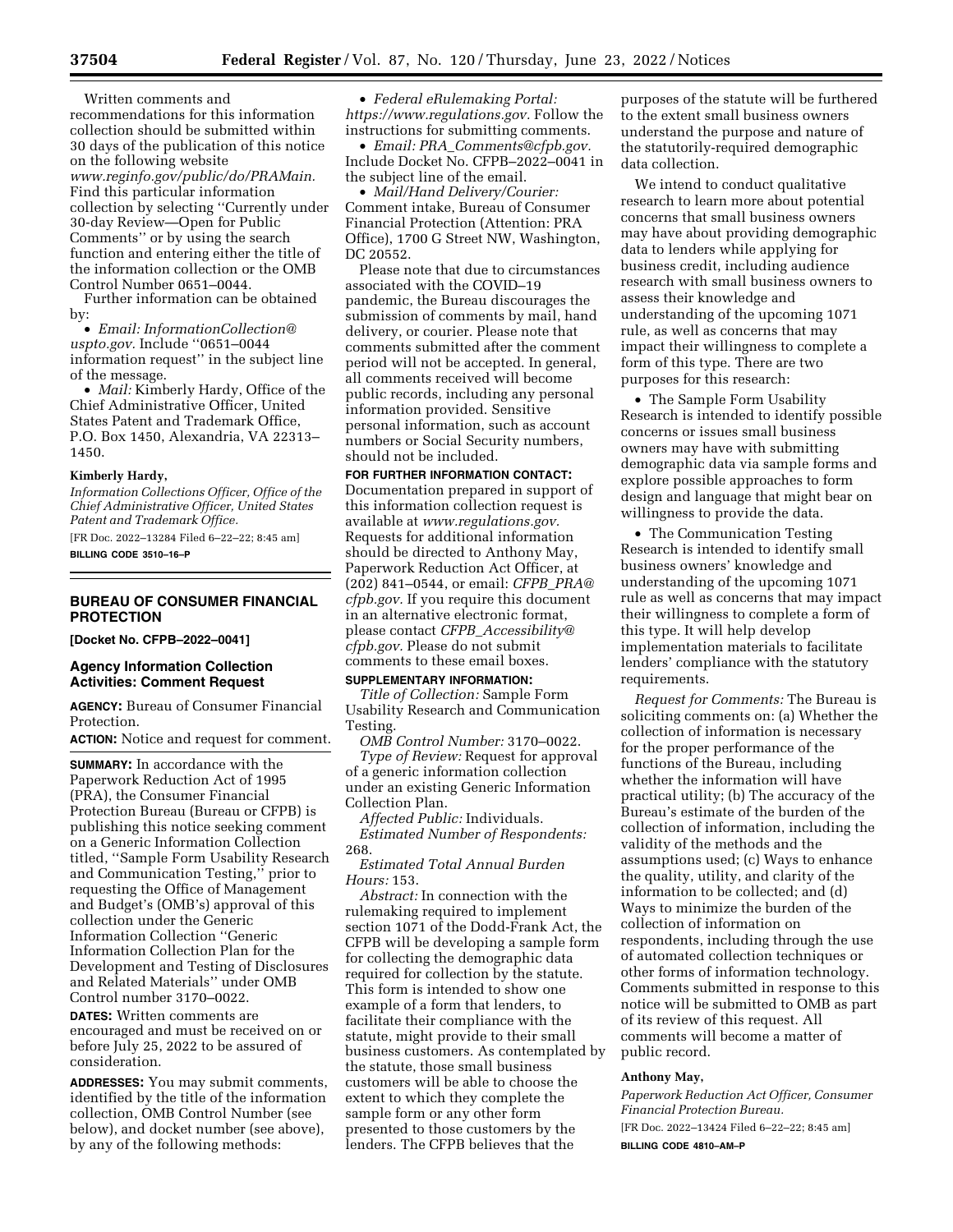Written comments and recommendations for this information collection should be submitted within 30 days of the publication of this notice on the following website *www.reginfo.gov/public/do/PRAMain.* Find this particular information collection by selecting ''Currently under 30-day Review—Open for Public Comments'' or by using the search function and entering either the title of the information collection or the OMB Control Number 0651–0044.

Further information can be obtained by:

- *Email: InformationCollection@uspto.gov.* Include ''0651–0044 information request'' in the subject line of the message.
- *Mail:* Kimberly Hardy, Office of the Chief Administrative Officer, United States Patent and Trademark Office, P.O. Box 1450, Alexandria, VA 22313–1450.

**Kimberly Hardy,**

*Information Collections Officer, Office of the Chief Administrative Officer, United States Patent and Trademark Office.*

[FR Doc. 2022–13284 Filed 6–22–22; 8:45 am]

**BILLING CODE 3510–16–P**

---

## BUREAU OF CONSUMER FINANCIAL PROTECTION

**[Docket No. CFPB–2022–0041]**

### Agency Information Collection Activities: Comment Request

**AGENCY:** Bureau of Consumer Financial Protection.

**ACTION:** Notice and request for comment.

**SUMMARY:** In accordance with the Paperwork Reduction Act of 1995 (PRA), the Consumer Financial Protection Bureau (Bureau or CFPB) is publishing this notice seeking comment on a Generic Information Collection titled, ''Sample Form Usability Research and Communication Testing,'' prior to requesting the Office of Management and Budget's (OMB's) approval of this collection under the Generic Information Collection ''Generic Information Collection Plan for the Development and Testing of Disclosures and Related Materials'' under OMB Control number 3170–0022.

**DATES:** Written comments are encouraged and must be received on or before July 25, 2022 to be assured of consideration.

**ADDRESSES:** You may submit comments, identified by the title of the information collection, OMB Control Number (see below), and docket number (see above), by any of the following methods:

- *Federal eRulemaking Portal: https://www.regulations.gov.* Follow the instructions for submitting comments.
- *Email: PRA_Comments@cfpb.gov.* Include Docket No. CFPB–2022–0041 in the subject line of the email.
- *Mail/Hand Delivery/Courier:* Comment intake, Bureau of Consumer Financial Protection (Attention: PRA Office), 1700 G Street NW, Washington, DC 20552.

Please note that due to circumstances associated with the COVID–19 pandemic, the Bureau discourages the submission of comments by mail, hand delivery, or courier. Please note that comments submitted after the comment period will not be accepted. In general, all comments received will become public records, including any personal information provided. Sensitive personal information, such as account numbers or Social Security numbers, should not be included.

**FOR FURTHER INFORMATION CONTACT:** Documentation prepared in support of this information collection request is available at *www.regulations.gov.* Requests for additional information should be directed to Anthony May, Paperwork Reduction Act Officer, at (202) 841–0544, or email: *CFPB_PRA@cfpb.gov.* If you require this document in an alternative electronic format, please contact *CFPB_Accessibility@cfpb.gov.* Please do not submit comments to these email boxes.

**SUPPLEMENTARY INFORMATION:**

*Title of Collection:* Sample Form Usability Research and Communication Testing.

*OMB Control Number:* 3170–0022.

*Type of Review:* Request for approval of a generic information collection under an existing Generic Information Collection Plan.

*Affected Public:* Individuals.

*Estimated Number of Respondents:* 268.

*Estimated Total Annual Burden Hours:* 153.

*Abstract:* In connection with the rulemaking required to implement section 1071 of the Dodd-Frank Act, the CFPB will be developing a sample form for collecting the demographic data required for collection by the statute. This form is intended to show one example of a form that lenders, to facilitate their compliance with the statute, might provide to their small business customers. As contemplated by the statute, those small business customers will be able to choose the extent to which they complete the sample form or any other form presented to those customers by the lenders. The CFPB believes that the purposes of the statute will be furthered to the extent small business owners understand the purpose and nature of the statutorily-required demographic data collection.

We intend to conduct qualitative research to learn more about potential concerns that small business owners may have about providing demographic data to lenders while applying for business credit, including audience research with small business owners to assess their knowledge and understanding of the upcoming 1071 rule, as well as concerns that may impact their willingness to complete a form of this type. There are two purposes for this research:

- The Sample Form Usability Research is intended to identify possible concerns or issues small business owners may have with submitting demographic data via sample forms and explore possible approaches to form design and language that might bear on willingness to provide the data.
- The Communication Testing Research is intended to identify small business owners' knowledge and understanding of the upcoming 1071 rule as well as concerns that may impact their willingness to complete a form of this type. It will help develop implementation materials to facilitate lenders' compliance with the statutory requirements.

*Request for Comments:* The Bureau is soliciting comments on: (a) Whether the collection of information is necessary for the proper performance of the functions of the Bureau, including whether the information will have practical utility; (b) The accuracy of the Bureau's estimate of the burden of the collection of information, including the validity of the methods and the assumptions used; (c) Ways to enhance the quality, utility, and clarity of the information to be collected; and (d) Ways to minimize the burden of the collection of information on respondents, including through the use of automated collection techniques or other forms of information technology. Comments submitted in response to this notice will be submitted to OMB as part of its review of this request. All comments will become a matter of public record.

**Anthony May,**

*Paperwork Reduction Act Officer, Consumer Financial Protection Bureau.*

[FR Doc. 2022–13424 Filed 6–22–22; 8:45 am]

**BILLING CODE 4810–AM–P**